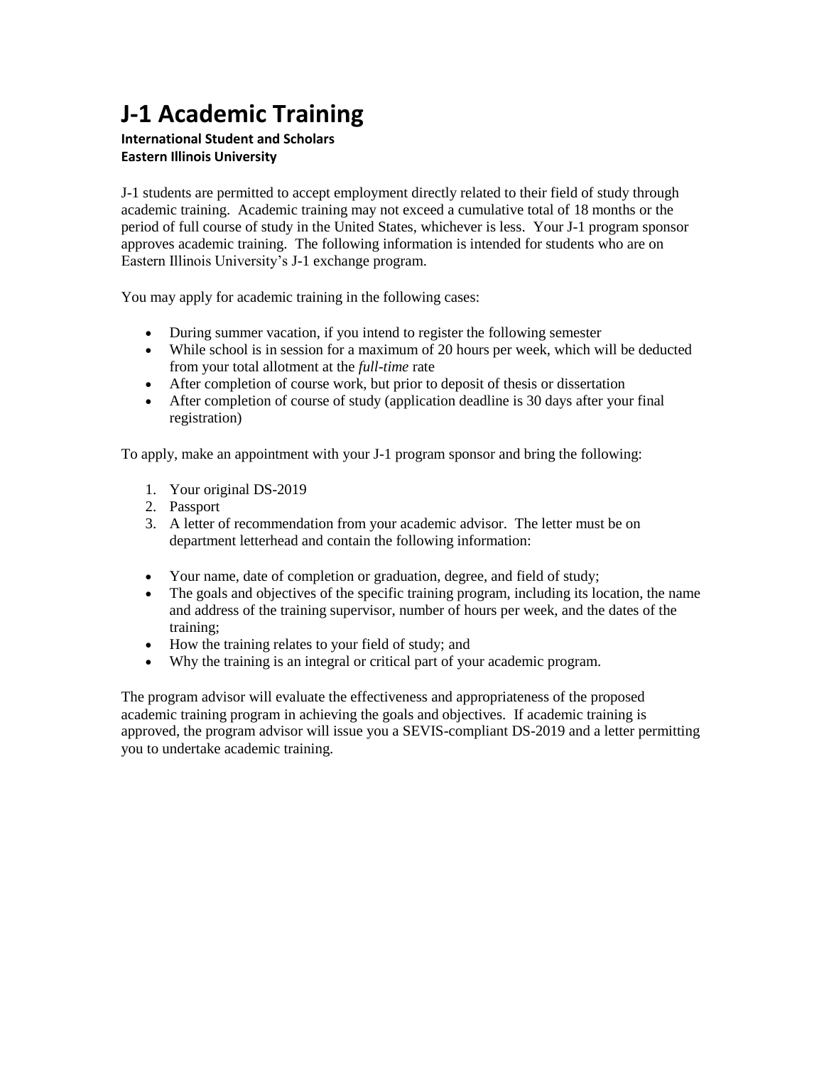# J-1 Academic Training

**International Student and Scholars**
**Eastern Illinois University**

J-1 students are permitted to accept employment directly related to their field of study through academic training. Academic training may not exceed a cumulative total of 18 months or the period of full course of study in the United States, whichever is less. Your J-1 program sponsor approves academic training. The following information is intended for students who are on Eastern Illinois University's J-1 exchange program.

You may apply for academic training in the following cases:

- During summer vacation, if you intend to register the following semester
- While school is in session for a maximum of 20 hours per week, which will be deducted from your total allotment at the *full-time* rate
- After completion of course work, but prior to deposit of thesis or dissertation
- After completion of course of study (application deadline is 30 days after your final registration)

To apply, make an appointment with your J-1 program sponsor and bring the following:

1. Your original DS-2019
2. Passport
3. A letter of recommendation from your academic advisor. The letter must be on department letterhead and contain the following information:

- Your name, date of completion or graduation, degree, and field of study;
- The goals and objectives of the specific training program, including its location, the name and address of the training supervisor, number of hours per week, and the dates of the training;
- How the training relates to your field of study; and
- Why the training is an integral or critical part of your academic program.

The program advisor will evaluate the effectiveness and appropriateness of the proposed academic training program in achieving the goals and objectives. If academic training is approved, the program advisor will issue you a SEVIS-compliant DS-2019 and a letter permitting you to undertake academic training.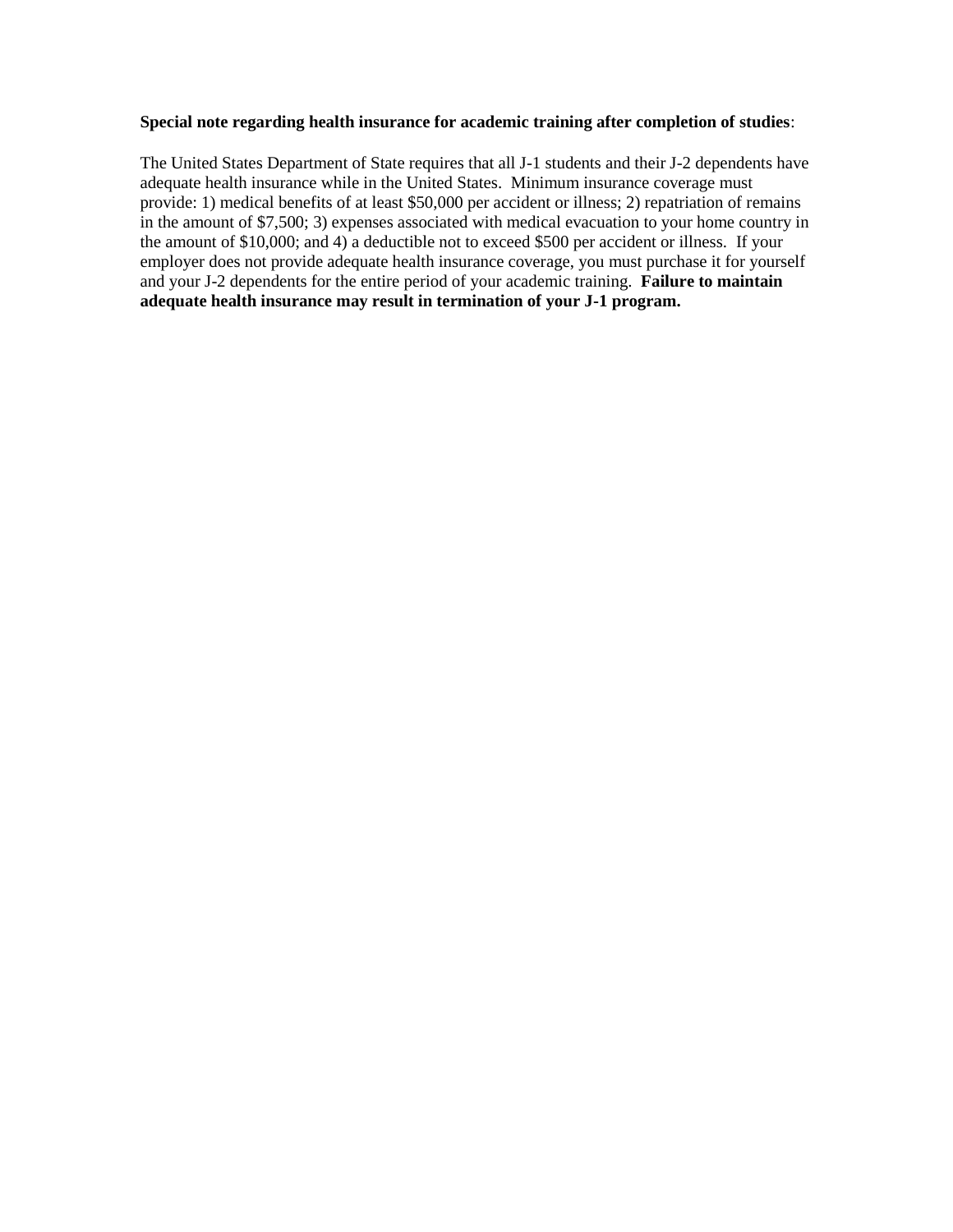**Special note regarding health insurance for academic training after completion of studies**:

The United States Department of State requires that all J-1 students and their J-2 dependents have adequate health insurance while in the United States. Minimum insurance coverage must provide: 1) medical benefits of at least $50,000 per accident or illness; 2) repatriation of remains in the amount of $7,500; 3) expenses associated with medical evacuation to your home country in the amount of $10,000; and 4) a deductible not to exceed $500 per accident or illness. If your employer does not provide adequate health insurance coverage, you must purchase it for yourself and your J-2 dependents for the entire period of your academic training. **Failure to maintain adequate health insurance may result in termination of your J-1 program.**